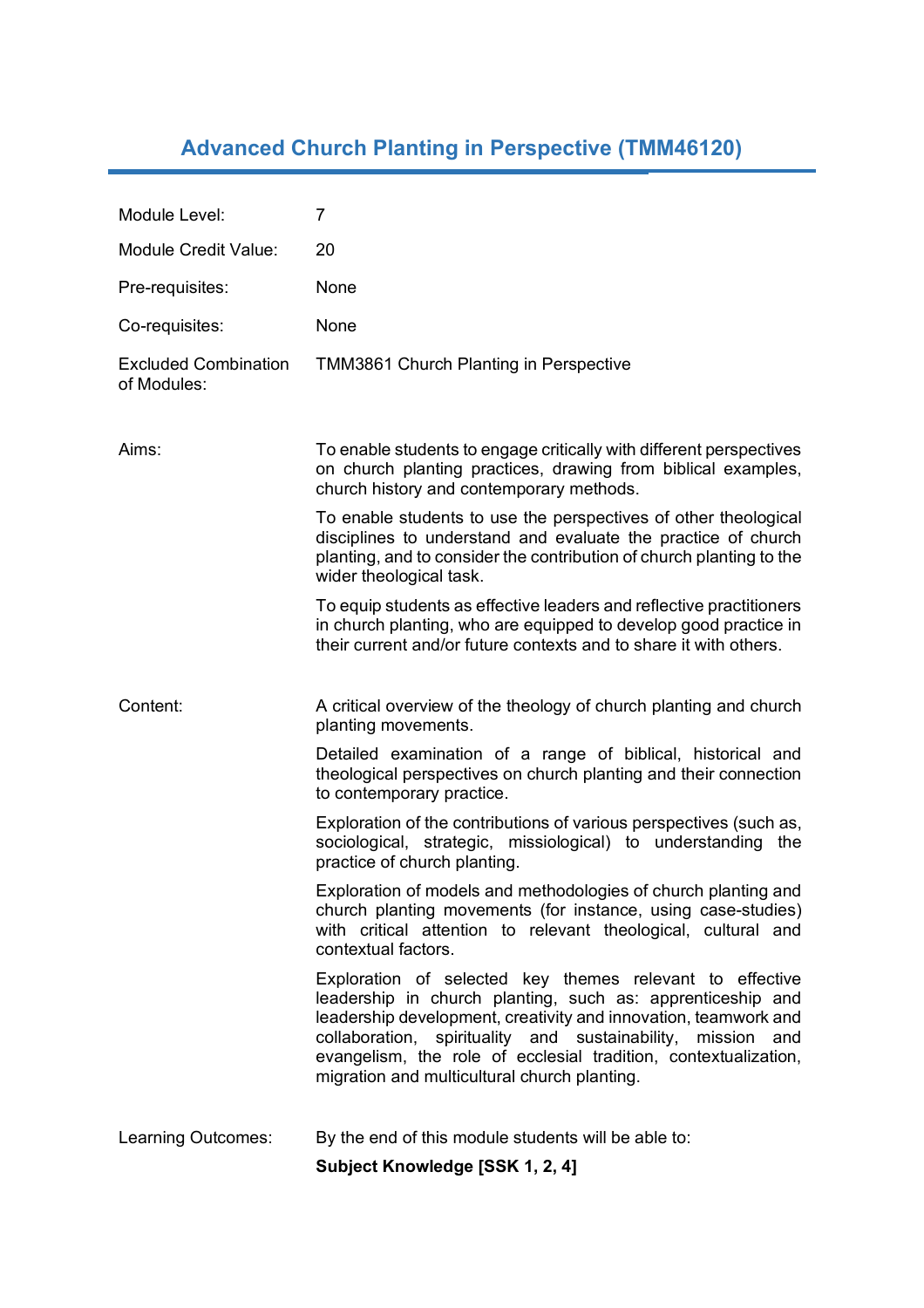# Advanced Church Planting in Perspective (TMM46120)

| | |
|---|---|
| Module Level: | 7 |
| Module Credit Value: | 20 |
| Pre-requisites: | None |
| Co-requisites: | None |
| Excluded Combination of Modules: | TMM3861 Church Planting in Perspective |

**Aims:**

To enable students to engage critically with different perspectives on church planting practices, drawing from biblical examples, church history and contemporary methods.

To enable students to use the perspectives of other theological disciplines to understand and evaluate the practice of church planting, and to consider the contribution of church planting to the wider theological task.

To equip students as effective leaders and reflective practitioners in church planting, who are equipped to develop good practice in their current and/or future contexts and to share it with others.

**Content:**

A critical overview of the theology of church planting and church planting movements.

Detailed examination of a range of biblical, historical and theological perspectives on church planting and their connection to contemporary practice.

Exploration of the contributions of various perspectives (such as, sociological, strategic, missiological) to understanding the practice of church planting.

Exploration of models and methodologies of church planting and church planting movements (for instance, using case-studies) with critical attention to relevant theological, cultural and contextual factors.

Exploration of selected key themes relevant to effective leadership in church planting, such as: apprenticeship and leadership development, creativity and innovation, teamwork and collaboration, spirituality and sustainability, mission and evangelism, the role of ecclesial tradition, contextualization, migration and multicultural church planting.

**Learning Outcomes:**

By the end of this module students will be able to:

**Subject Knowledge [SSK 1, 2, 4]**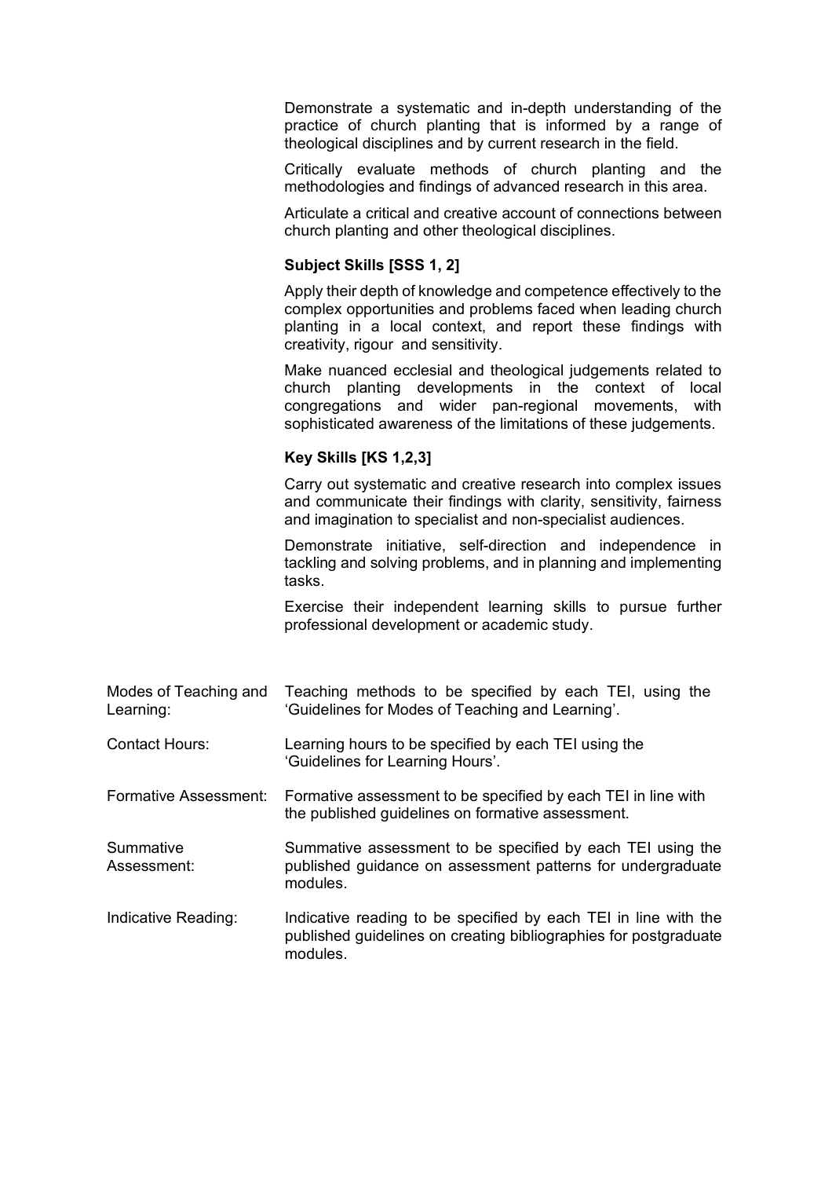Demonstrate a systematic and in-depth understanding of the practice of church planting that is informed by a range of theological disciplines and by current research in the field.

Critically evaluate methods of church planting and the methodologies and findings of advanced research in this area.

Articulate a critical and creative account of connections between church planting and other theological disciplines.

**Subject Skills [SSS 1, 2]**

Apply their depth of knowledge and competence effectively to the complex opportunities and problems faced when leading church planting in a local context, and report these findings with creativity, rigour and sensitivity.

Make nuanced ecclesial and theological judgements related to church planting developments in the context of local congregations and wider pan-regional movements, with sophisticated awareness of the limitations of these judgements.

**Key Skills [KS 1,2,3]**

Carry out systematic and creative research into complex issues and communicate their findings with clarity, sensitivity, fairness and imagination to specialist and non-specialist audiences.

Demonstrate initiative, self-direction and independence in tackling and solving problems, and in planning and implementing tasks.

Exercise their independent learning skills to pursue further professional development or academic study.

| | |
|---|---|
| Modes of Teaching and Learning: | Teaching methods to be specified by each TEI, using the 'Guidelines for Modes of Teaching and Learning'. |
| Contact Hours: | Learning hours to be specified by each TEI using the 'Guidelines for Learning Hours'. |
| Formative Assessment: | Formative assessment to be specified by each TEI in line with the published guidelines on formative assessment. |
| Summative Assessment: | Summative assessment to be specified by each TEI using the published guidance on assessment patterns for undergraduate modules. |
| Indicative Reading: | Indicative reading to be specified by each TEI in line with the published guidelines on creating bibliographies for postgraduate modules. |